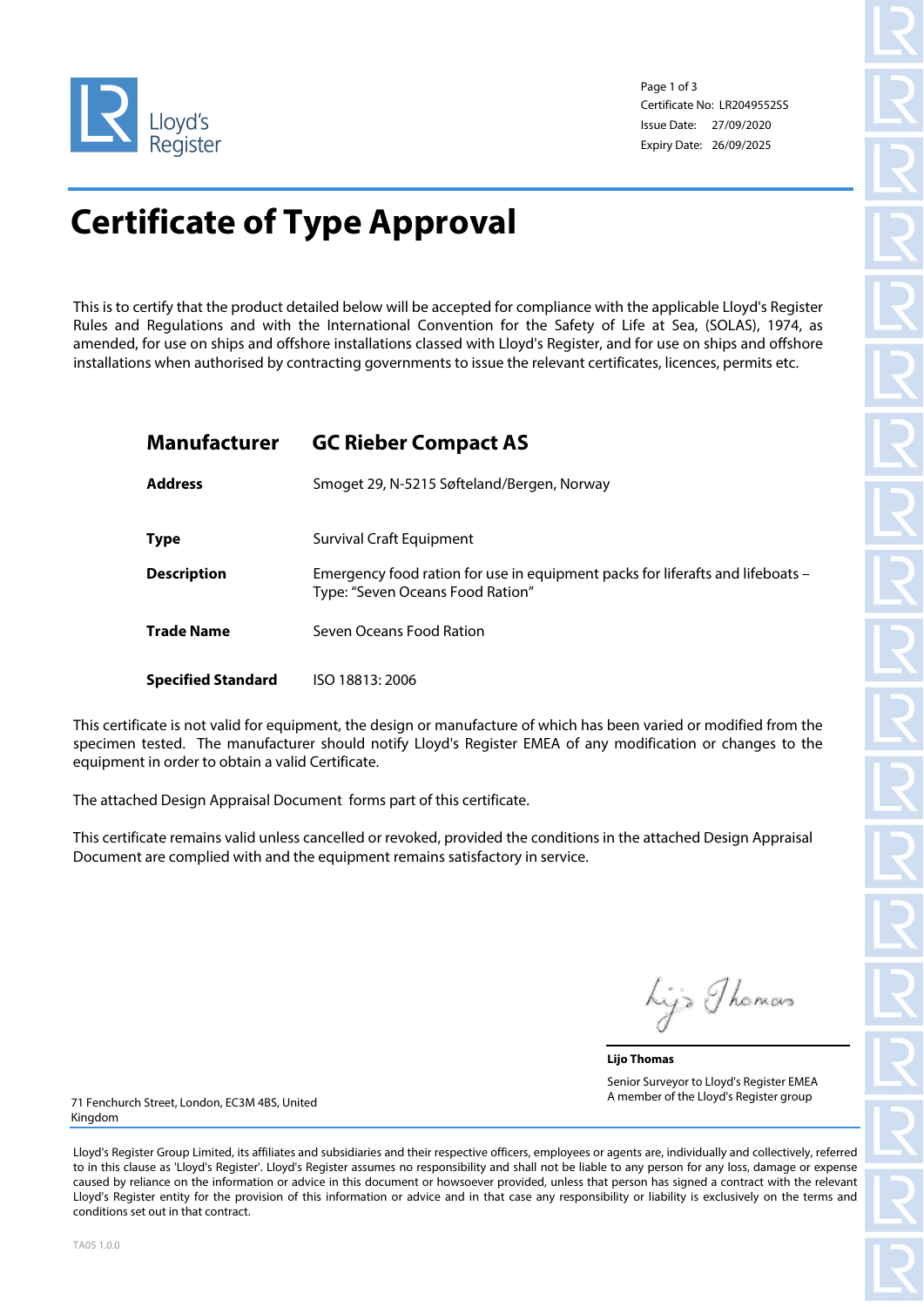Lloyd's Register

Certificate No: LR2049552SS
Issue Date: 27/09/2020
Expiry Date: 26/09/2025

# Certificate of Type Approval

This is to certify that the product detailed below will be accepted for compliance with the applicable Lloyd's Register Rules and Regulations and with the International Convention for the Safety of Life at Sea, (SOLAS), 1974, as amended, for use on ships and offshore installations classed with Lloyd's Register, and for use on ships and offshore installations when authorised by contracting governments to issue the relevant certificates, licences, permits etc.

| | |
|---|---|
| **Manufacturer** | **GC Rieber Compact AS** |
| **Address** | Smoget 29, N-5215 Søfteland/Bergen, Norway |
| **Type** | Survival Craft Equipment |
| **Description** | Emergency food ration for use in equipment packs for liferafts and lifeboats – Type: "Seven Oceans Food Ration" |
| **Trade Name** | Seven Oceans Food Ration |
| **Specified Standard** | ISO 18813: 2006 |

This certificate is not valid for equipment, the design or manufacture of which has been varied or modified from the specimen tested. The manufacturer should notify Lloyd's Register EMEA of any modification or changes to the equipment in order to obtain a valid Certificate.

The attached Design Appraisal Document forms part of this certificate.

This certificate remains valid unless cancelled or revoked, provided the conditions in the attached Design Appraisal Document are complied with and the equipment remains satisfactory in service.

**Lijo Thomas**
Senior Surveyor to Lloyd's Register EMEA
A member of the Lloyd's Register group

71 Fenchurch Street, London, EC3M 4BS, United Kingdom

Lloyd's Register Group Limited, its affiliates and subsidiaries and their respective officers, employees or agents are, individually and collectively, referred to in this clause as 'Lloyd's Register'. Lloyd's Register assumes no responsibility and shall not be liable to any person for any loss, damage or expense caused by reliance on the information or advice in this document or howsoever provided, unless that person has signed a contract with the relevant Lloyd's Register entity for the provision of this information or advice and in that case any responsibility or liability is exclusively on the terms and conditions set out in that contract.

TA05 1.0.0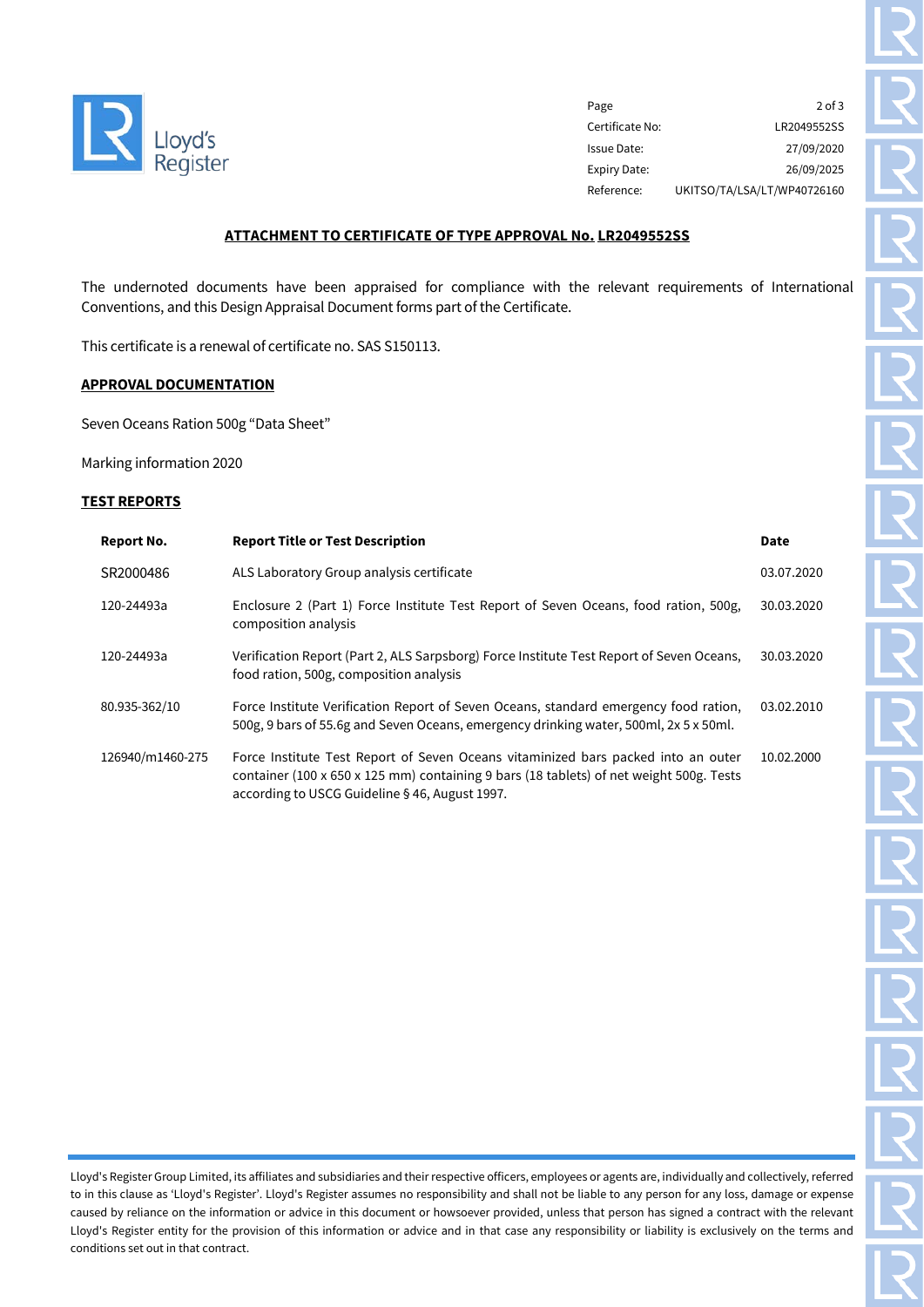| | |
|---|---|
| Certificate No: | LR2049552SS |
| Issue Date: | 27/09/2020 |
| Expiry Date: | 26/09/2025 |
| Reference: | UKITSO/TA/LSA/LT/WP40726160 |

## ATTACHMENT TO CERTIFICATE OF TYPE APPROVAL No. LR2049552SS

The undernoted documents have been appraised for compliance with the relevant requirements of International Conventions, and this Design Appraisal Document forms part of the Certificate.

This certificate is a renewal of certificate no. SAS S150113.

### APPROVAL DOCUMENTATION

Seven Oceans Ration 500g "Data Sheet"

Marking information 2020

### TEST REPORTS

| Report No. | Report Title or Test Description | Date |
|---|---|---|
| SR2000486 | ALS Laboratory Group analysis certificate | 03.07.2020 |
| 120-24493a | Enclosure 2 (Part 1) Force Institute Test Report of Seven Oceans, food ration, 500g, composition analysis | 30.03.2020 |
| 120-24493a | Verification Report (Part 2, ALS Sarpsborg) Force Institute Test Report of Seven Oceans, food ration, 500g, composition analysis | 30.03.2020 |
| 80.935-362/10 | Force Institute Verification Report of Seven Oceans, standard emergency food ration, 500g, 9 bars of 55.6g and Seven Oceans, emergency drinking water, 500ml, 2x 5 x 50ml. | 03.02.2010 |
| 126940/m1460-275 | Force Institute Test Report of Seven Oceans vitaminized bars packed into an outer container (100 x 650 x 125 mm) containing 9 bars (18 tablets) of net weight 500g. Tests according to USCG Guideline § 46, August 1997. | 10.02.2000 |

Lloyd's Register Group Limited, its affiliates and subsidiaries and their respective officers, employees or agents are, individually and collectively, referred to in this clause as 'Lloyd's Register'. Lloyd's Register assumes no responsibility and shall not be liable to any person for any loss, damage or expense caused by reliance on the information or advice in this document or howsoever provided, unless that person has signed a contract with the relevant Lloyd's Register entity for the provision of this information or advice and in that case any responsibility or liability is exclusively on the terms and conditions set out in that contract.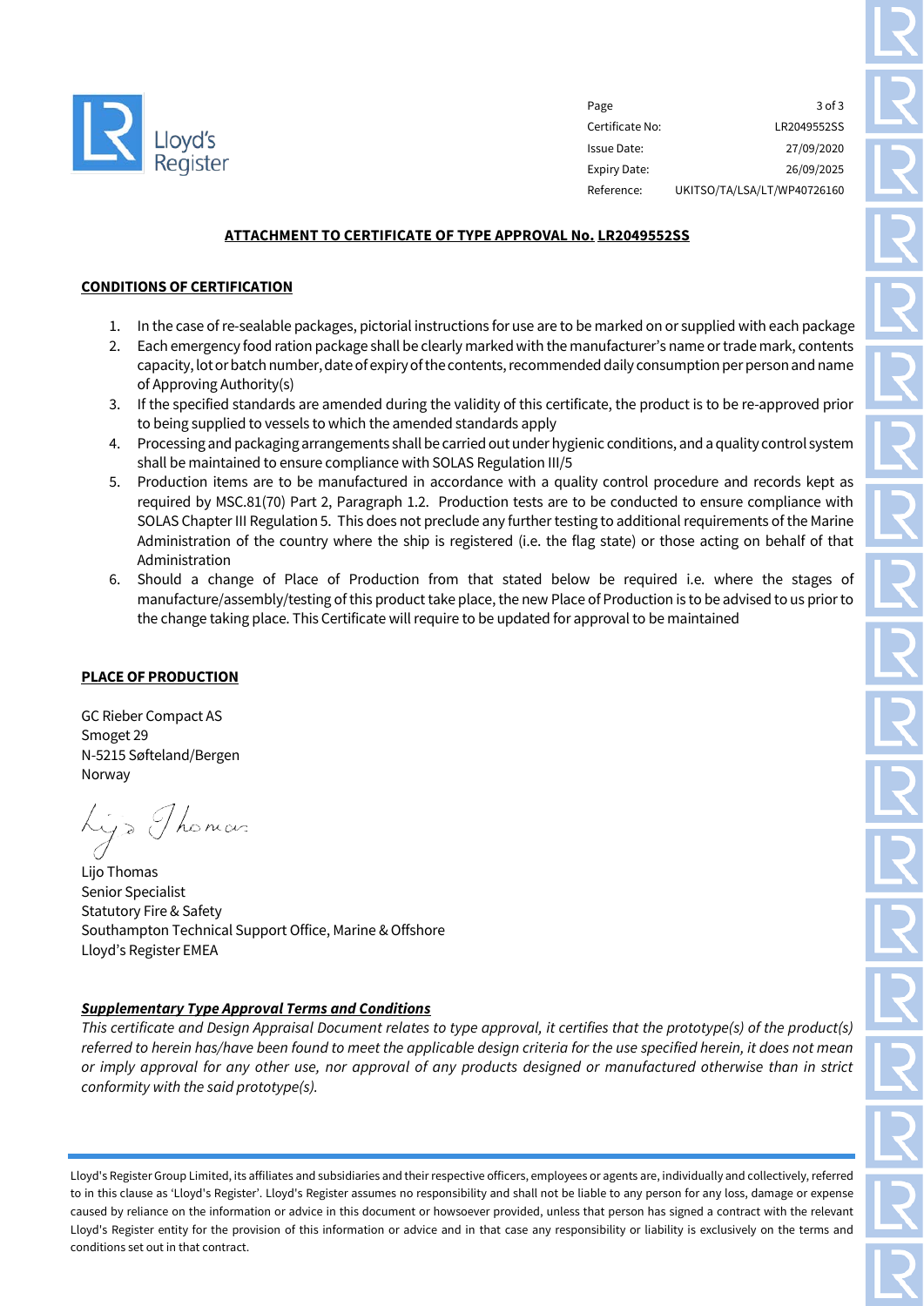Lloyd's Register

| | |
|---|---|
| Certificate No: | LR2049552SS |
| Issue Date: | 27/09/2020 |
| Expiry Date: | 26/09/2025 |
| Reference: | UKITSO/TA/LSA/LT/WP40726160 |

## ATTACHMENT TO CERTIFICATE OF TYPE APPROVAL No. LR2049552SS

### CONDITIONS OF CERTIFICATION

1. In the case of re-sealable packages, pictorial instructions for use are to be marked on or supplied with each package
2. Each emergency food ration package shall be clearly marked with the manufacturer's name or trade mark, contents capacity, lot or batch number, date of expiry of the contents, recommended daily consumption per person and name of Approving Authority(s)
3. If the specified standards are amended during the validity of this certificate, the product is to be re-approved prior to being supplied to vessels to which the amended standards apply
4. Processing and packaging arrangements shall be carried out under hygienic conditions, and a quality control system shall be maintained to ensure compliance with SOLAS Regulation III/5
5. Production items are to be manufactured in accordance with a quality control procedure and records kept as required by MSC.81(70) Part 2, Paragraph 1.2. Production tests are to be conducted to ensure compliance with SOLAS Chapter III Regulation 5. This does not preclude any further testing to additional requirements of the Marine Administration of the country where the ship is registered (i.e. the flag state) or those acting on behalf of that Administration
6. Should a change of Place of Production from that stated below be required i.e. where the stages of manufacture/assembly/testing of this product take place, the new Place of Production is to be advised to us prior to the change taking place. This Certificate will require to be updated for approval to be maintained

### PLACE OF PRODUCTION

GC Rieber Compact AS
Smoget 29
N-5215 Søfteland/Bergen
Norway

Lijo Thomas
Senior Specialist
Statutory Fire & Safety
Southampton Technical Support Office, Marine & Offshore
Lloyd's Register EMEA

***Supplementary Type Approval Terms and Conditions***

*This certificate and Design Appraisal Document relates to type approval, it certifies that the prototype(s) of the product(s) referred to herein has/have been found to meet the applicable design criteria for the use specified herein, it does not mean or imply approval for any other use, nor approval of any products designed or manufactured otherwise than in strict conformity with the said prototype(s).*

Lloyd's Register Group Limited, its affiliates and subsidiaries and their respective officers, employees or agents are, individually and collectively, referred to in this clause as 'Lloyd's Register'. Lloyd's Register assumes no responsibility and shall not be liable to any person for any loss, damage or expense caused by reliance on the information or advice in this document or howsoever provided, unless that person has signed a contract with the relevant Lloyd's Register entity for the provision of this information or advice and in that case any responsibility or liability is exclusively on the terms and conditions set out in that contract.